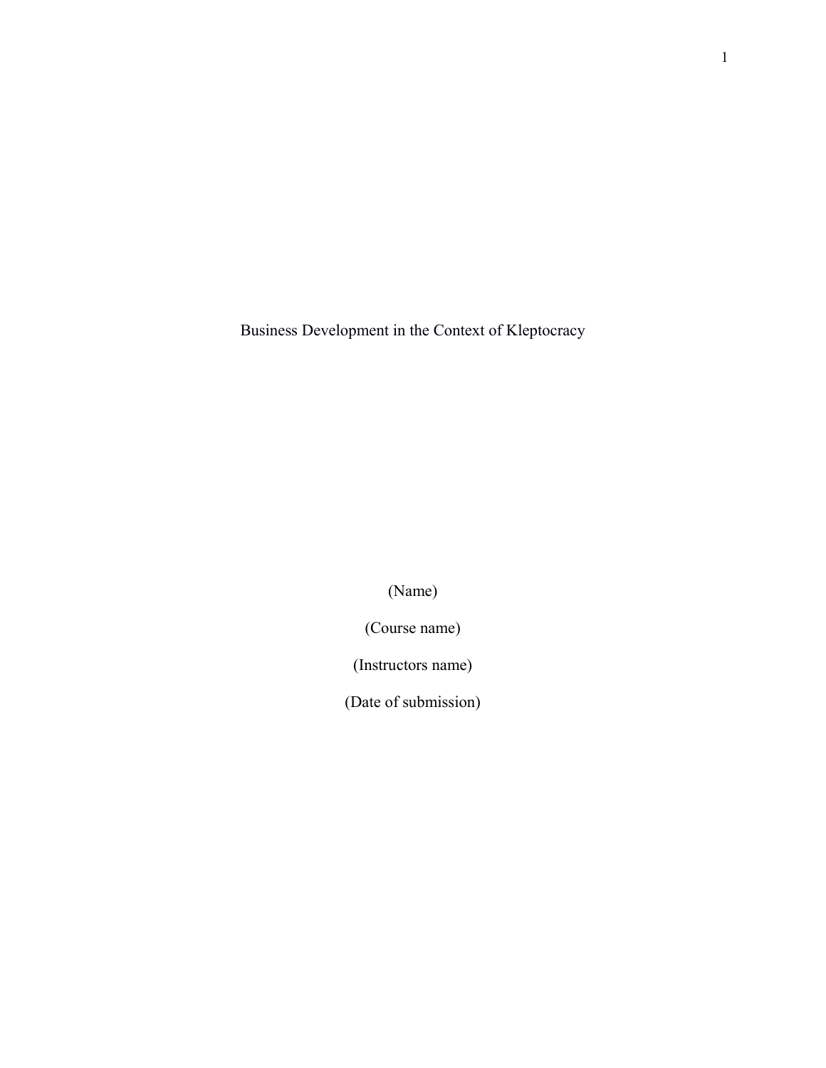# Business Development in the Context of Kleptocracy

(Name)

(Course name)

(Instructors name)

(Date of submission)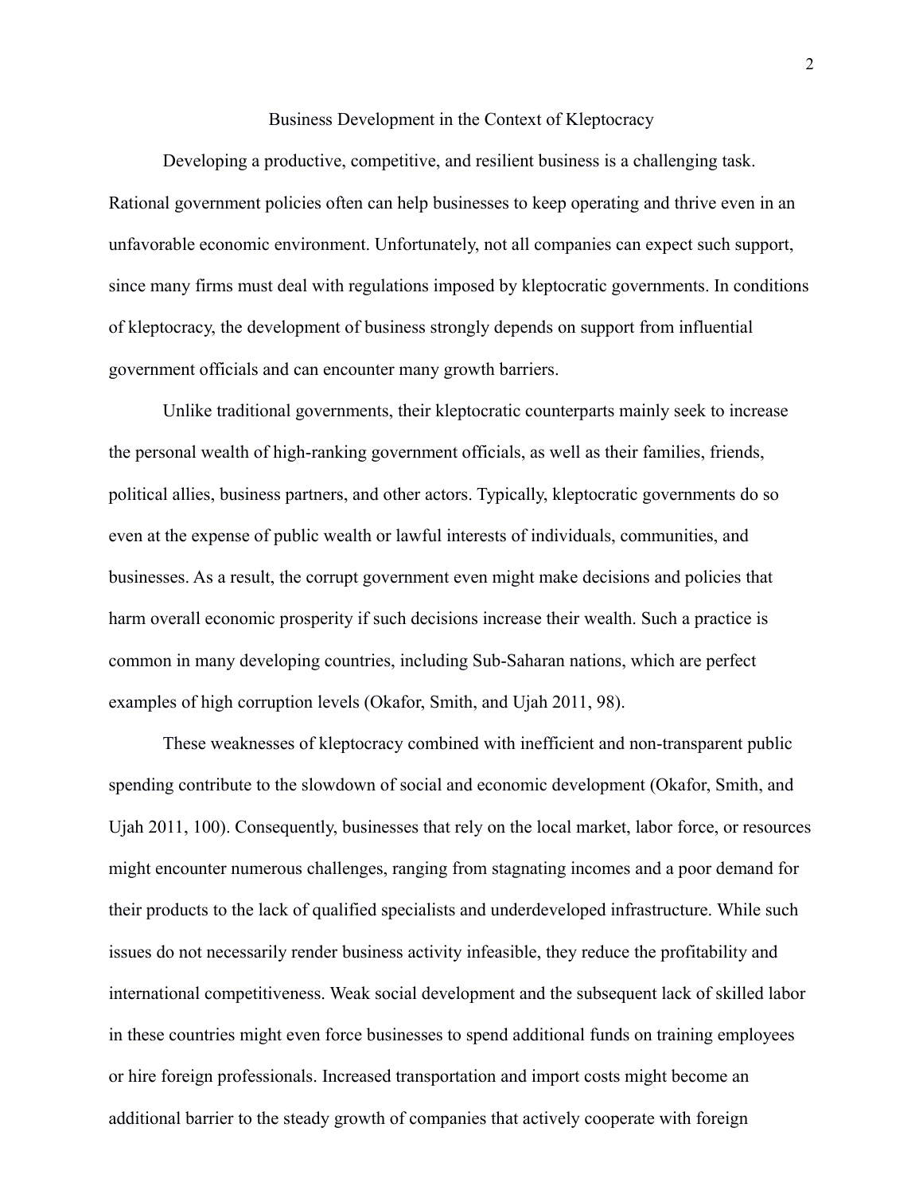# Business Development in the Context of Kleptocracy

Developing a productive, competitive, and resilient business is a challenging task. Rational government policies often can help businesses to keep operating and thrive even in an unfavorable economic environment. Unfortunately, not all companies can expect such support, since many firms must deal with regulations imposed by kleptocratic governments. In conditions of kleptocracy, the development of business strongly depends on support from influential government officials and can encounter many growth barriers.

Unlike traditional governments, their kleptocratic counterparts mainly seek to increase the personal wealth of high-ranking government officials, as well as their families, friends, political allies, business partners, and other actors. Typically, kleptocratic governments do so even at the expense of public wealth or lawful interests of individuals, communities, and businesses. As a result, the corrupt government even might make decisions and policies that harm overall economic prosperity if such decisions increase their wealth. Such a practice is common in many developing countries, including Sub-Saharan nations, which are perfect examples of high corruption levels (Okafor, Smith, and Ujah 2011, 98).

These weaknesses of kleptocracy combined with inefficient and non-transparent public spending contribute to the slowdown of social and economic development (Okafor, Smith, and Ujah 2011, 100). Consequently, businesses that rely on the local market, labor force, or resources might encounter numerous challenges, ranging from stagnating incomes and a poor demand for their products to the lack of qualified specialists and underdeveloped infrastructure. While such issues do not necessarily render business activity infeasible, they reduce the profitability and international competitiveness. Weak social development and the subsequent lack of skilled labor in these countries might even force businesses to spend additional funds on training employees or hire foreign professionals. Increased transportation and import costs might become an additional barrier to the steady growth of companies that actively cooperate with foreign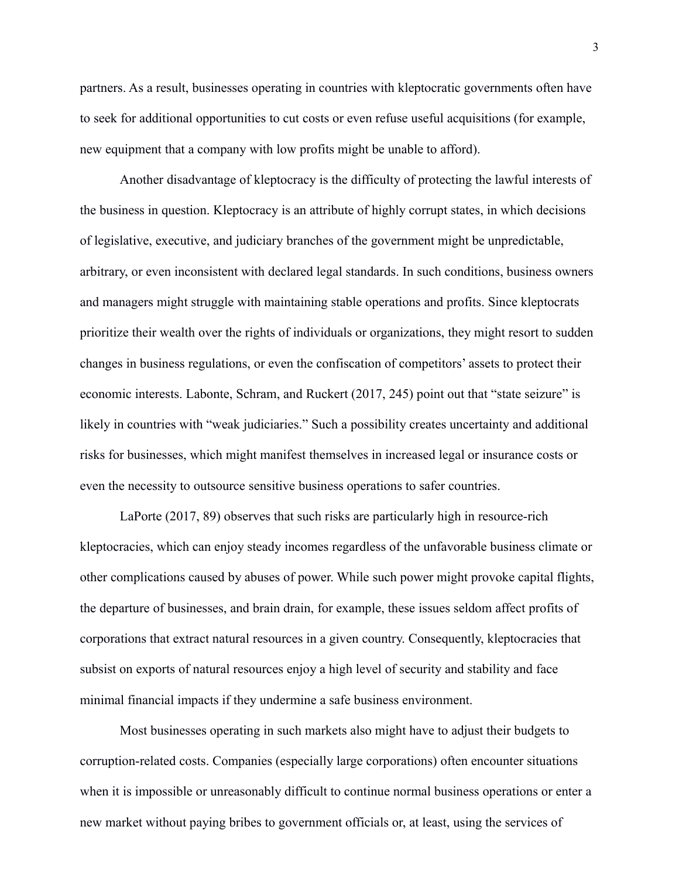partners. As a result, businesses operating in countries with kleptocratic governments often have to seek for additional opportunities to cut costs or even refuse useful acquisitions (for example, new equipment that a company with low profits might be unable to afford).

Another disadvantage of kleptocracy is the difficulty of protecting the lawful interests of the business in question. Kleptocracy is an attribute of highly corrupt states, in which decisions of legislative, executive, and judiciary branches of the government might be unpredictable, arbitrary, or even inconsistent with declared legal standards. In such conditions, business owners and managers might struggle with maintaining stable operations and profits. Since kleptocrats prioritize their wealth over the rights of individuals or organizations, they might resort to sudden changes in business regulations, or even the confiscation of competitors' assets to protect their economic interests. Labonte, Schram, and Ruckert (2017, 245) point out that "state seizure" is likely in countries with "weak judiciaries." Such a possibility creates uncertainty and additional risks for businesses, which might manifest themselves in increased legal or insurance costs or even the necessity to outsource sensitive business operations to safer countries.

LaPorte (2017, 89) observes that such risks are particularly high in resource-rich kleptocracies, which can enjoy steady incomes regardless of the unfavorable business climate or other complications caused by abuses of power. While such power might provoke capital flights, the departure of businesses, and brain drain, for example, these issues seldom affect profits of corporations that extract natural resources in a given country. Consequently, kleptocracies that subsist on exports of natural resources enjoy a high level of security and stability and face minimal financial impacts if they undermine a safe business environment.

Most businesses operating in such markets also might have to adjust their budgets to corruption-related costs. Companies (especially large corporations) often encounter situations when it is impossible or unreasonably difficult to continue normal business operations or enter a new market without paying bribes to government officials or, at least, using the services of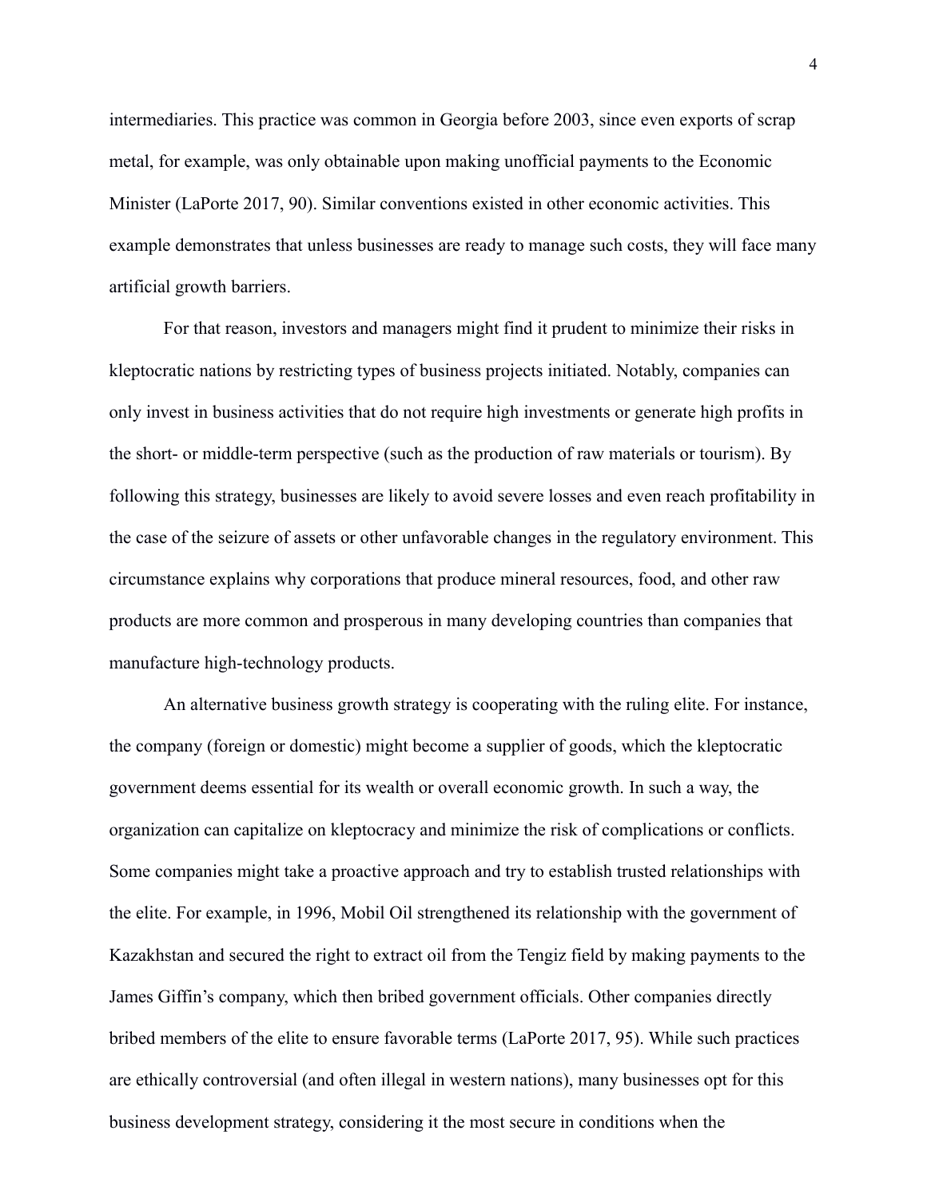intermediaries. This practice was common in Georgia before 2003, since even exports of scrap metal, for example, was only obtainable upon making unofficial payments to the Economic Minister (LaPorte 2017, 90). Similar conventions existed in other economic activities. This example demonstrates that unless businesses are ready to manage such costs, they will face many artificial growth barriers.

For that reason, investors and managers might find it prudent to minimize their risks in kleptocratic nations by restricting types of business projects initiated. Notably, companies can only invest in business activities that do not require high investments or generate high profits in the short- or middle-term perspective (such as the production of raw materials or tourism). By following this strategy, businesses are likely to avoid severe losses and even reach profitability in the case of the seizure of assets or other unfavorable changes in the regulatory environment. This circumstance explains why corporations that produce mineral resources, food, and other raw products are more common and prosperous in many developing countries than companies that manufacture high-technology products.

An alternative business growth strategy is cooperating with the ruling elite. For instance, the company (foreign or domestic) might become a supplier of goods, which the kleptocratic government deems essential for its wealth or overall economic growth. In such a way, the organization can capitalize on kleptocracy and minimize the risk of complications or conflicts. Some companies might take a proactive approach and try to establish trusted relationships with the elite. For example, in 1996, Mobil Oil strengthened its relationship with the government of Kazakhstan and secured the right to extract oil from the Tengiz field by making payments to the James Giffin's company, which then bribed government officials. Other companies directly bribed members of the elite to ensure favorable terms (LaPorte 2017, 95). While such practices are ethically controversial (and often illegal in western nations), many businesses opt for this business development strategy, considering it the most secure in conditions when the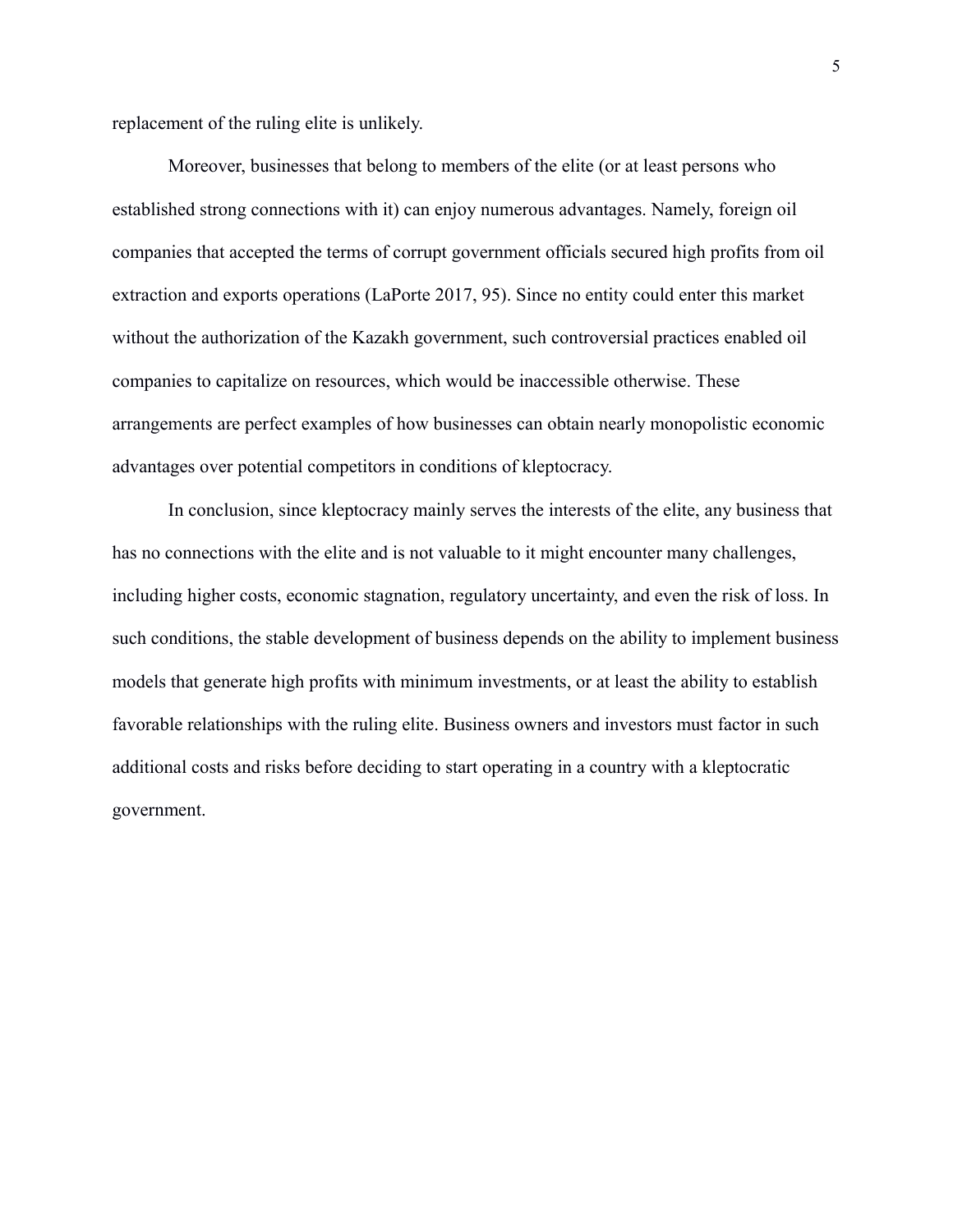replacement of the ruling elite is unlikely.

Moreover, businesses that belong to members of the elite (or at least persons who established strong connections with it) can enjoy numerous advantages. Namely, foreign oil companies that accepted the terms of corrupt government officials secured high profits from oil extraction and exports operations (LaPorte 2017, 95). Since no entity could enter this market without the authorization of the Kazakh government, such controversial practices enabled oil companies to capitalize on resources, which would be inaccessible otherwise. These arrangements are perfect examples of how businesses can obtain nearly monopolistic economic advantages over potential competitors in conditions of kleptocracy.

In conclusion, since kleptocracy mainly serves the interests of the elite, any business that has no connections with the elite and is not valuable to it might encounter many challenges, including higher costs, economic stagnation, regulatory uncertainty, and even the risk of loss. In such conditions, the stable development of business depends on the ability to implement business models that generate high profits with minimum investments, or at least the ability to establish favorable relationships with the ruling elite. Business owners and investors must factor in such additional costs and risks before deciding to start operating in a country with a kleptocratic government.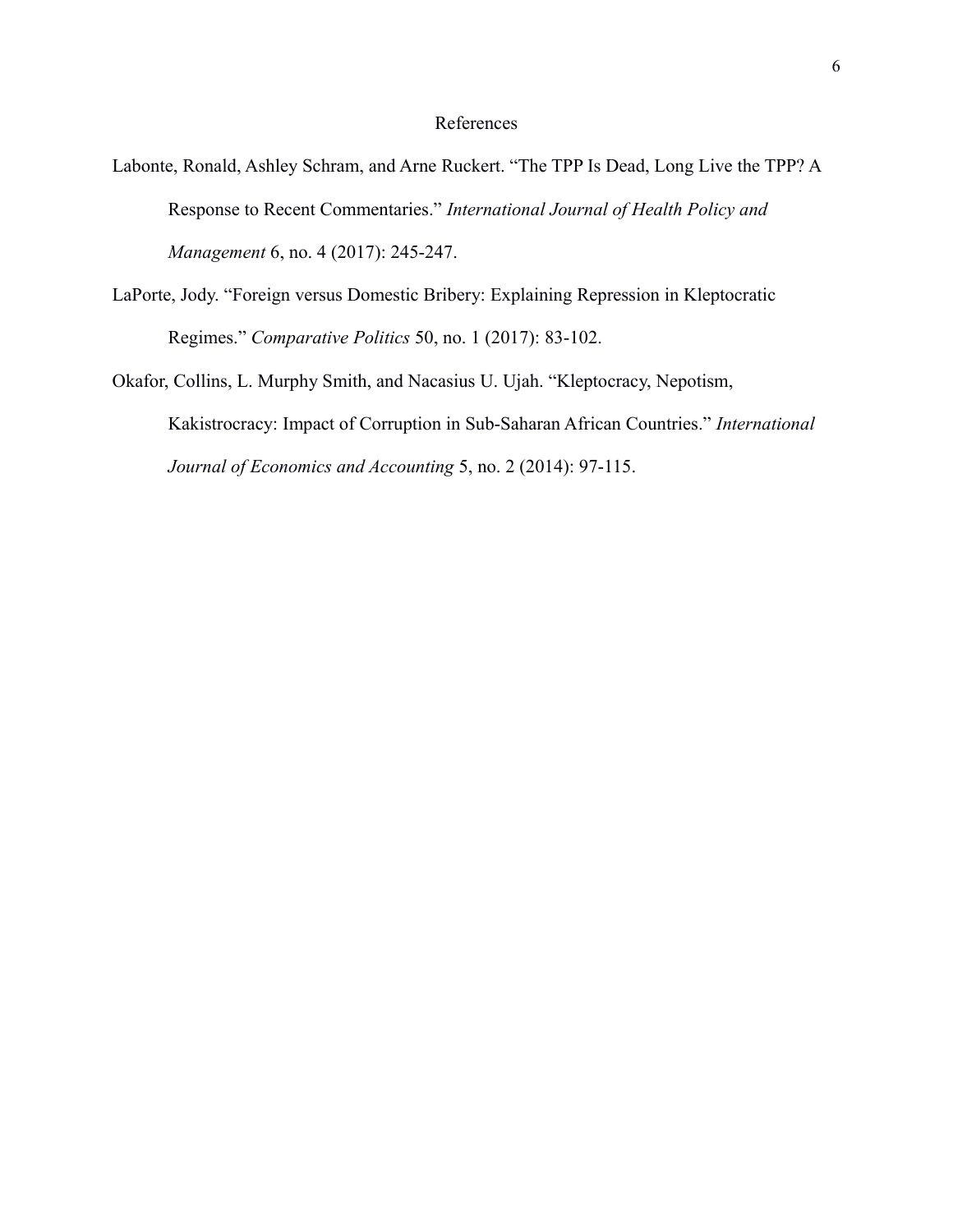# References

Labonte, Ronald, Ashley Schram, and Arne Ruckert. "The TPP Is Dead, Long Live the TPP? A Response to Recent Commentaries." *International Journal of Health Policy and Management* 6, no. 4 (2017): 245-247.

LaPorte, Jody. "Foreign versus Domestic Bribery: Explaining Repression in Kleptocratic Regimes." *Comparative Politics* 50, no. 1 (2017): 83-102.

Okafor, Collins, L. Murphy Smith, and Nacasius U. Ujah. "Kleptocracy, Nepotism, Kakistrocracy: Impact of Corruption in Sub-Saharan African Countries." *International Journal of Economics and Accounting* 5, no. 2 (2014): 97-115.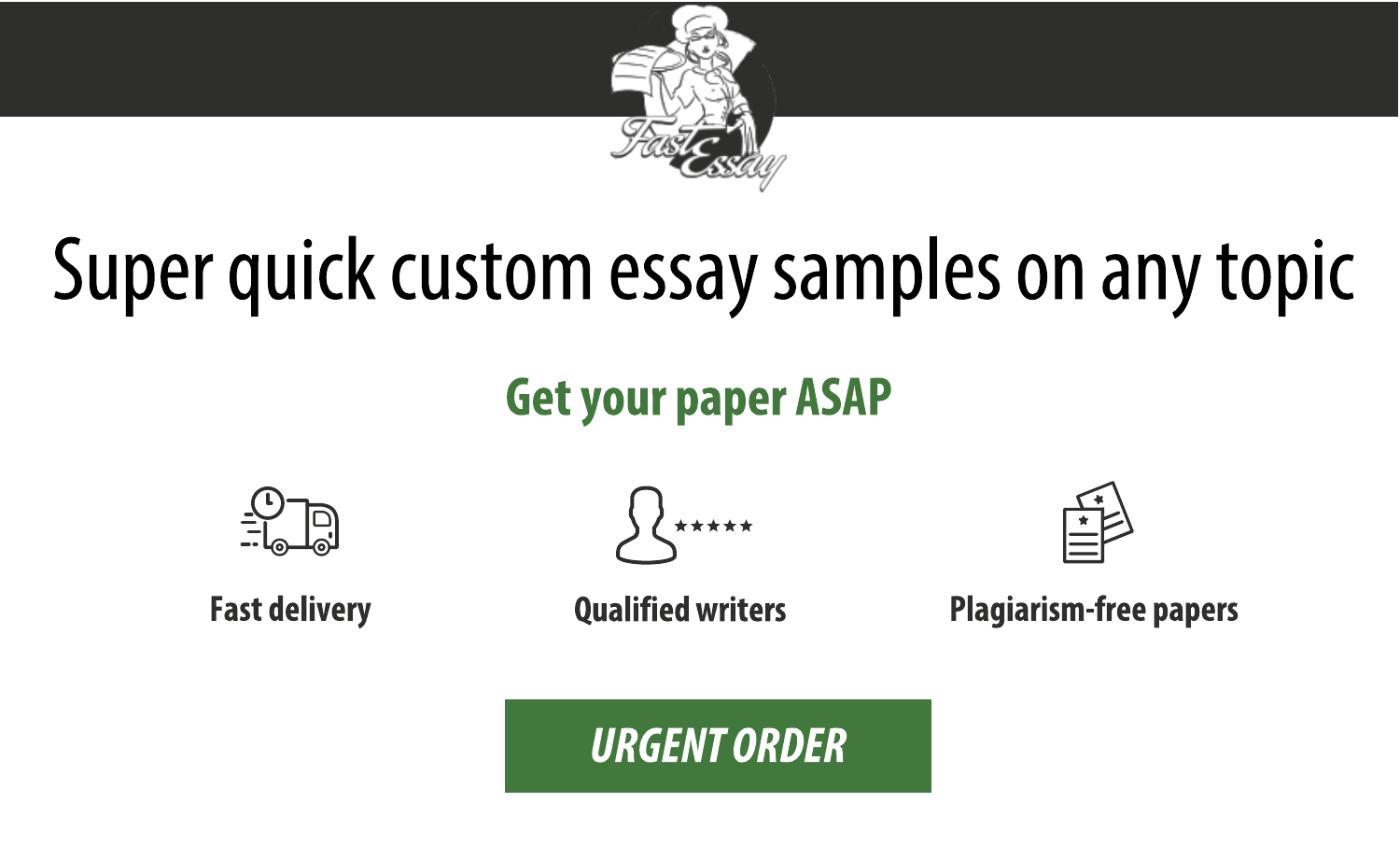# Super quick custom essay samples on any topic

## Get your paper ASAP

**Fast delivery**

**Qualified writers**

**Plagiarism-free papers**

**URGENT ORDER**